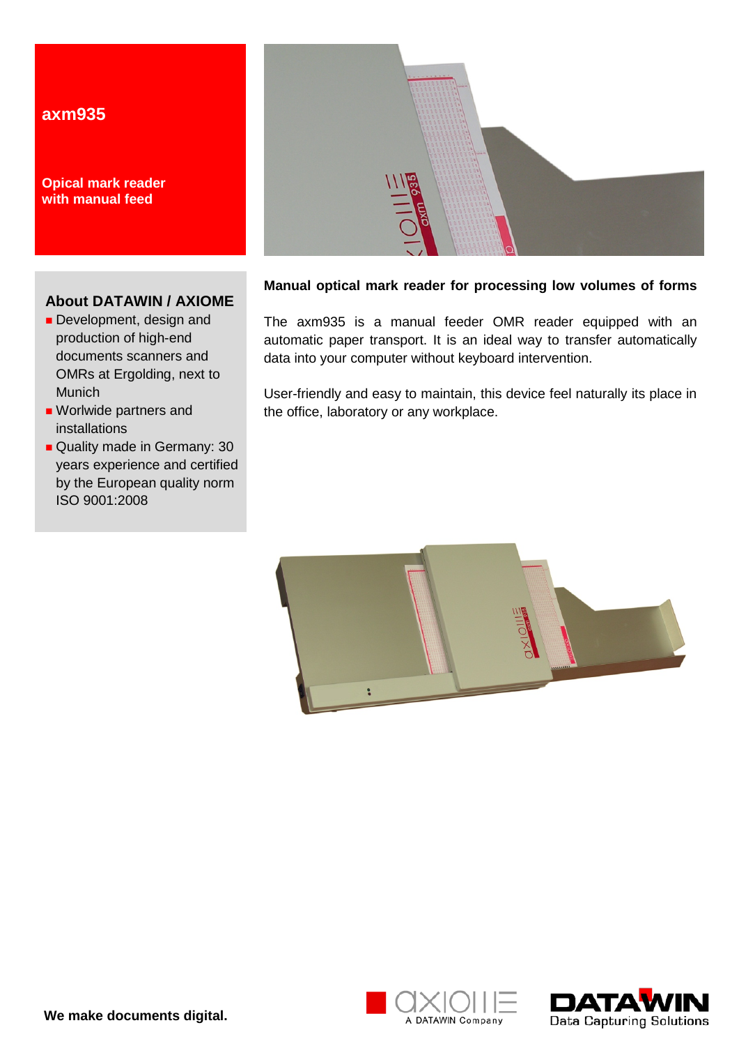# axm935

**Opical mark reader with manual feed**

## About DATAWIN / AXIOME

- Development, design and production of high-end documents scanners and OMRs at Ergolding, next to Munich
- Worlwide partners and installations
- Quality made in Germany: 30 years experience and certified by the European quality norm ISO 9001:2008

**Manual optical mark reader for processing low volumes of forms**

The axm935 is a manual feeder OMR reader equipped with an automatic paper transport. It is an ideal way to transfer automatically data into your computer without keyboard intervention.

User-friendly and easy to maintain, this device feel naturally its place in the office, laboratory or any workplace.

**We make documents digital.**

axiome A DATAWIN Company

DATAWIN Data Capturing Solutions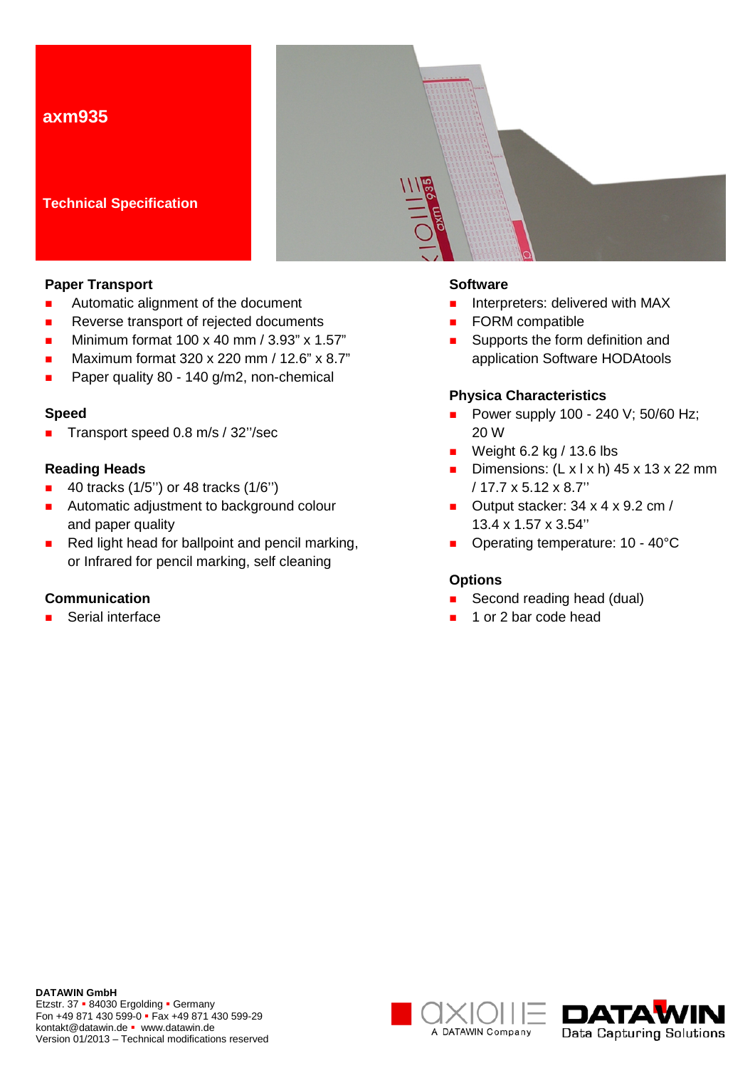# axm935

## Technical Specification

### Paper Transport

- Automatic alignment of the document
- Reverse transport of rejected documents
- Minimum format 100 x 40 mm / 3.93" x 1.57"
- Maximum format 320 x 220 mm / 12.6" x 8.7"
- Paper quality 80 - 140 g/m2, non-chemical

### Speed

- Transport speed 0.8 m/s / 32''/sec

### Reading Heads

- 40 tracks (1/5'') or 48 tracks (1/6'')
- Automatic adjustment to background colour and paper quality
- Red light head for ballpoint and pencil marking, or Infrared for pencil marking, self cleaning

### Communication

- Serial interface

### Software

- Interpreters: delivered with MAX
- FORM compatible
- Supports the form definition and application Software HODAtools

### Physica Characteristics

- Power supply 100 - 240 V; 50/60 Hz; 20 W
- Weight 6.2 kg / 13.6 lbs
- Dimensions: (L x l x h) 45 x 13 x 22 mm / 17.7 x 5.12 x 8.7''
- Output stacker: 34 x 4 x 9.2 cm / 13.4 x 1.57 x 3.54''
- Operating temperature: 10 - 40°C

### Options

- Second reading head (dual)
- 1 or 2 bar code head

**DATAWIN GmbH**
Etzstr. 37 ▪ 84030 Ergolding ▪ Germany
Fon +49 871 430 599-0 ▪ Fax +49 871 430 599-29
kontakt@datawin.de ▪ www.datawin.de
Version 01/2013 – Technical modifications reserved

axiome – A DATAWIN Company

DATAWIN – Data Capturing Solutions